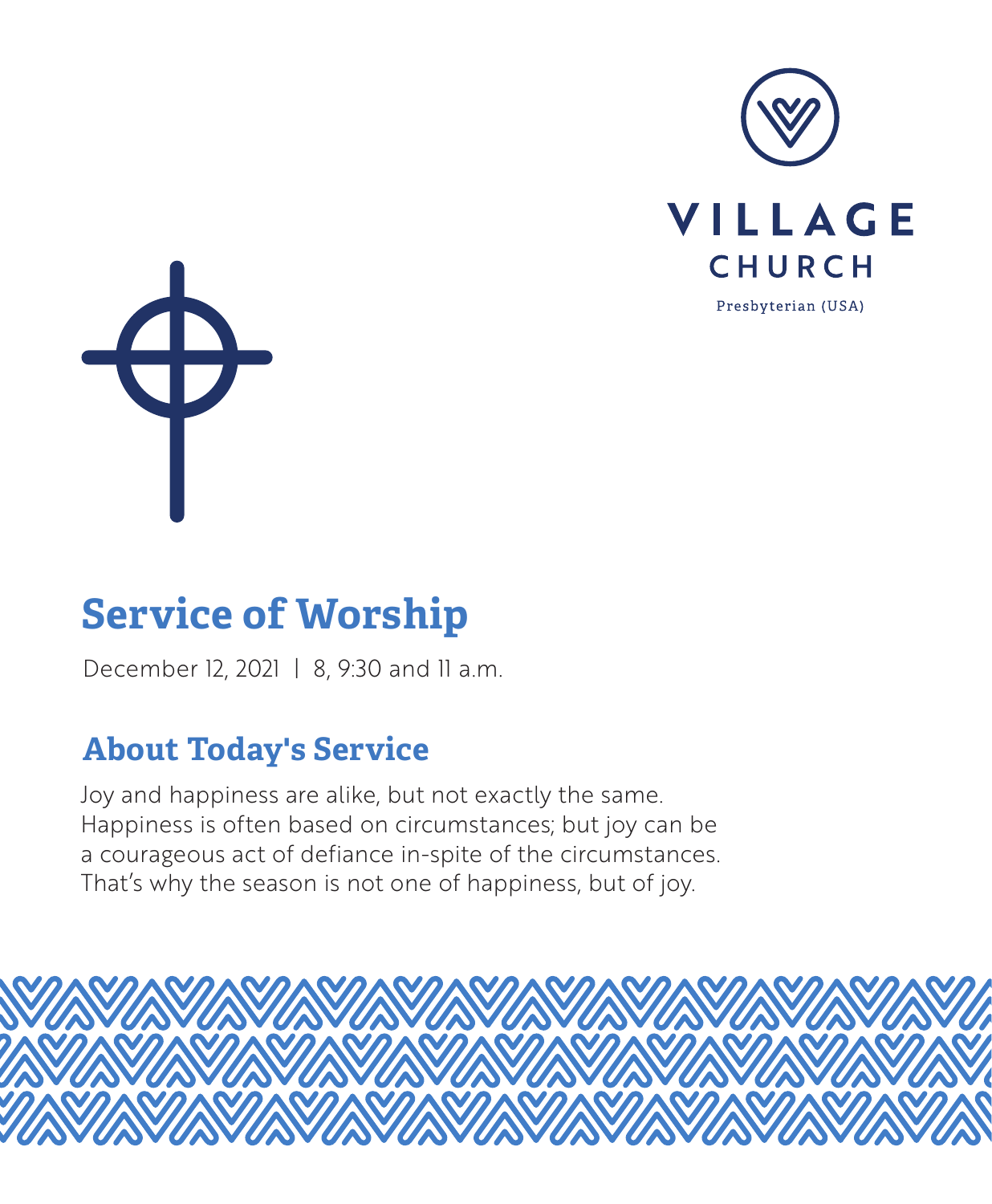VILLAGE CHURCH

Presbyterian (USA)

# Service of Worship

December 12, 2021 | 8, 9:30 and 11 a.m.

## About Today's Service

Joy and happiness are alike, but not exactly the same. Happiness is often based on circumstances; but joy can be a courageous act of defiance in-spite of the circumstances. That's why the season is not one of happiness, but of joy.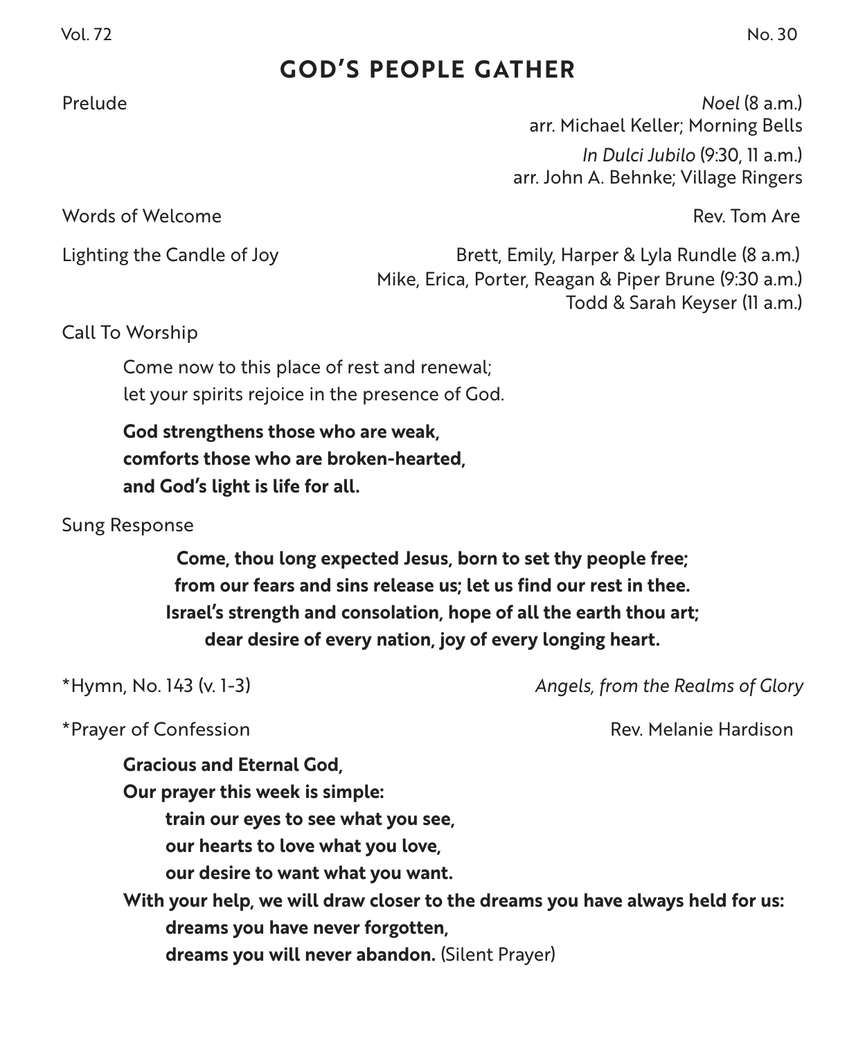## GOD'S PEOPLE GATHER

Prelude — *Noel* (8 a.m.)
arr. Michael Keller; Morning Bells
*In Dulci Jubilo* (9:30, 11 a.m.)
arr. John A. Behnke; Village Ringers

Words of Welcome — Rev. Tom Are

Lighting the Candle of Joy — Brett, Emily, Harper & Lyla Rundle (8 a.m.)
Mike, Erica, Porter, Reagan & Piper Brune (9:30 a.m.)
Todd & Sarah Keyser (11 a.m.)

Call To Worship

Come now to this place of rest and renewal;
let your spirits rejoice in the presence of God.

**God strengthens those who are weak,**
**comforts those who are broken-hearted,**
**and God's light is life for all.**

Sung Response

**Come, thou long expected Jesus, born to set thy people free;**
**from our fears and sins release us; let us find our rest in thee.**
**Israel's strength and consolation, hope of all the earth thou art;**
**dear desire of every nation, joy of every longing heart.**

*Hymn, No. 143 (v. 1-3) — *Angels, from the Realms of Glory*

*Prayer of Confession — Rev. Melanie Hardison

**Gracious and Eternal God,**
**Our prayer this week is simple:**
**train our eyes to see what you see,**
**our hearts to love what you love,**
**our desire to want what you want.**
**With your help, we will draw closer to the dreams you have always held for us:**
**dreams you have never forgotten,**
**dreams you will never abandon.** (Silent Prayer)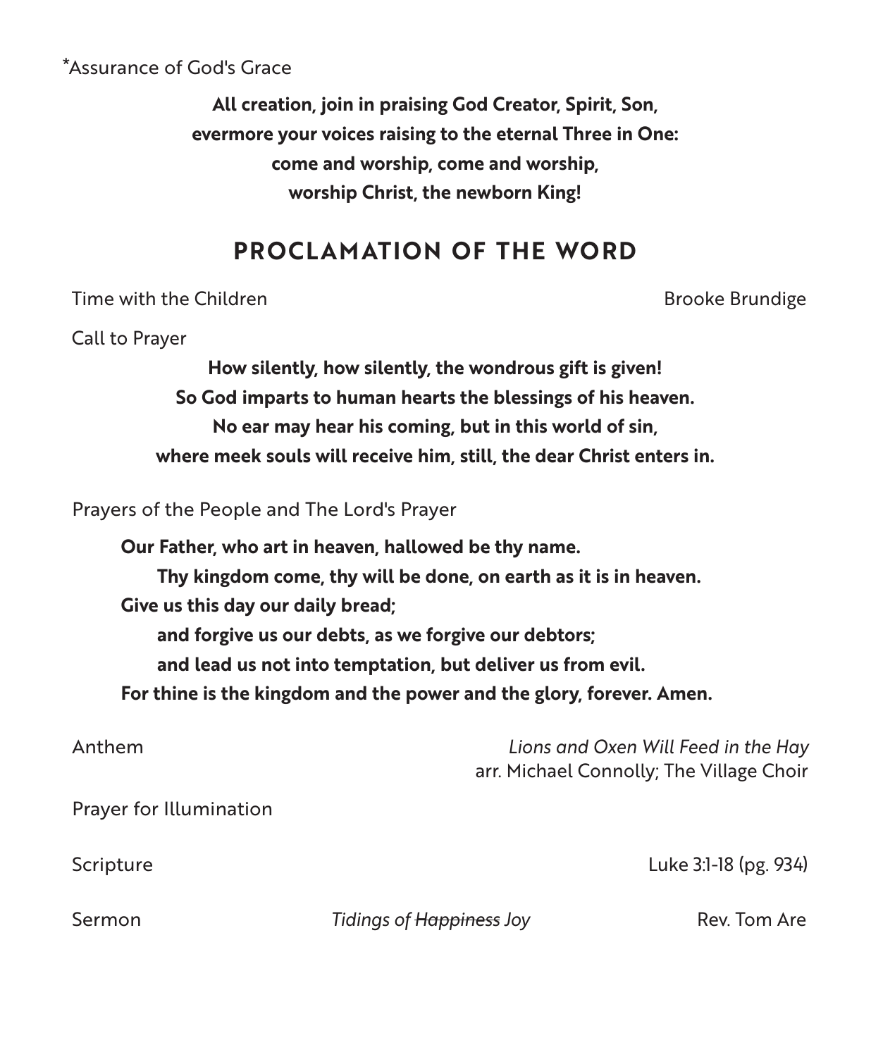\*Assurance of God's Grace

**All creation, join in praising God Creator, Spirit, Son,**
**evermore your voices raising to the eternal Three in One:**
**come and worship, come and worship,**
**worship Christ, the newborn King!**

## PROCLAMATION OF THE WORD

Time with the Children — Brooke Brundige

Call to Prayer

**How silently, how silently, the wondrous gift is given!**
**So God imparts to human hearts the blessings of his heaven.**
**No ear may hear his coming, but in this world of sin,**
**where meek souls will receive him, still, the dear Christ enters in.**

Prayers of the People and The Lord's Prayer

**Our Father, who art in heaven, hallowed be thy name.**
**Thy kingdom come, thy will be done, on earth as it is in heaven.**
**Give us this day our daily bread;**
**and forgive us our debts, as we forgive our debtors;**
**and lead us not into temptation, but deliver us from evil.**
**For thine is the kingdom and the power and the glory, forever. Amen.**

Anthem — *Lions and Oxen Will Feed in the Hay*
arr. Michael Connolly; The Village Choir

Prayer for Illumination

Scripture — Luke 3:1-18 (pg. 934)

Sermon — *Tidings of ~~Happiness~~ Joy* — Rev. Tom Are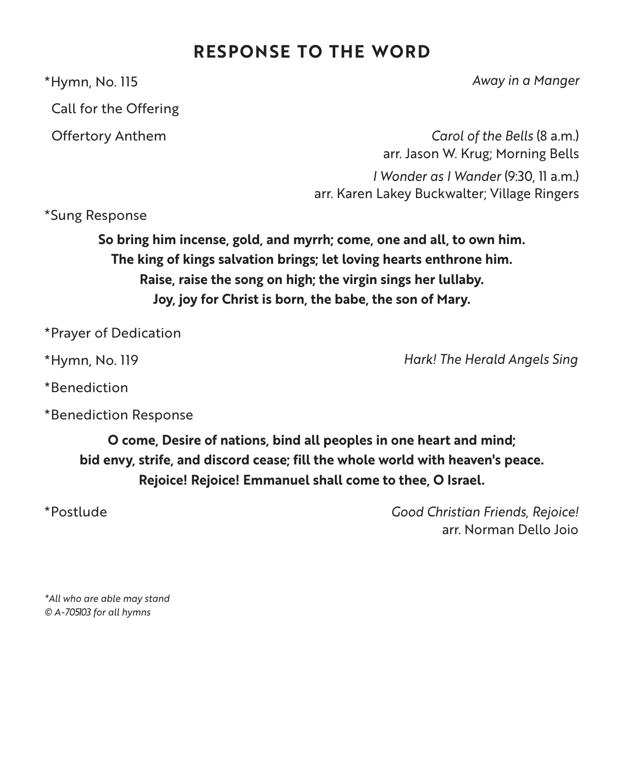## RESPONSE TO THE WORD

*Hymn, No. 115 — *Away in a Manger*

Call for the Offering

Offertory Anthem — *Carol of the Bells* (8 a.m.)
arr. Jason W. Krug; Morning Bells

*I Wonder as I Wander* (9:30, 11 a.m.)
arr. Karen Lakey Buckwalter; Village Ringers

*Sung Response

**So bring him incense, gold, and myrrh; come, one and all, to own him.**
**The king of kings salvation brings; let loving hearts enthrone him.**
**Raise, raise the song on high; the virgin sings her lullaby.**
**Joy, joy for Christ is born, the babe, the son of Mary.**

*Prayer of Dedication

*Hymn, No. 119 — *Hark! The Herald Angels Sing*

*Benediction

*Benediction Response

**O come, Desire of nations, bind all peoples in one heart and mind;**
**bid envy, strife, and discord cease; fill the whole world with heaven's peace.**
**Rejoice! Rejoice! Emmanuel shall come to thee, O Israel.**

*Postlude — *Good Christian Friends, Rejoice!*
arr. Norman Dello Joio

*\*All who are able may stand*
*© A-705103 for all hymns*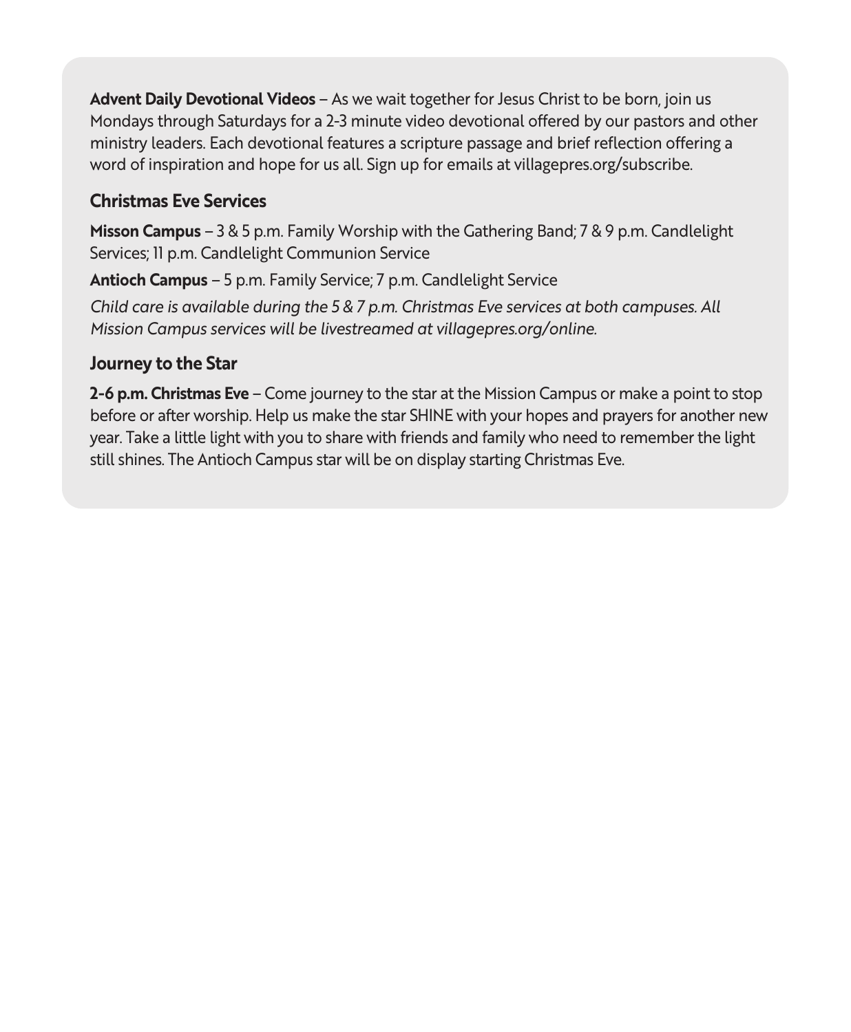**Advent Daily Devotional Videos** – As we wait together for Jesus Christ to be born, join us Mondays through Saturdays for a 2-3 minute video devotional offered by our pastors and other ministry leaders. Each devotional features a scripture passage and brief reflection offering a word of inspiration and hope for us all. Sign up for emails at villagepres.org/subscribe.

### Christmas Eve Services

**Misson Campus** – 3 & 5 p.m. Family Worship with the Gathering Band; 7 & 9 p.m. Candlelight Services; 11 p.m. Candlelight Communion Service

**Antioch Campus** – 5 p.m. Family Service; 7 p.m. Candlelight Service

*Child care is available during the 5 & 7 p.m. Christmas Eve services at both campuses. All Mission Campus services will be livestreamed at villagepres.org/online.*

### Journey to the Star

**2-6 p.m. Christmas Eve** – Come journey to the star at the Mission Campus or make a point to stop before or after worship. Help us make the star SHINE with your hopes and prayers for another new year. Take a little light with you to share with friends and family who need to remember the light still shines. The Antioch Campus star will be on display starting Christmas Eve.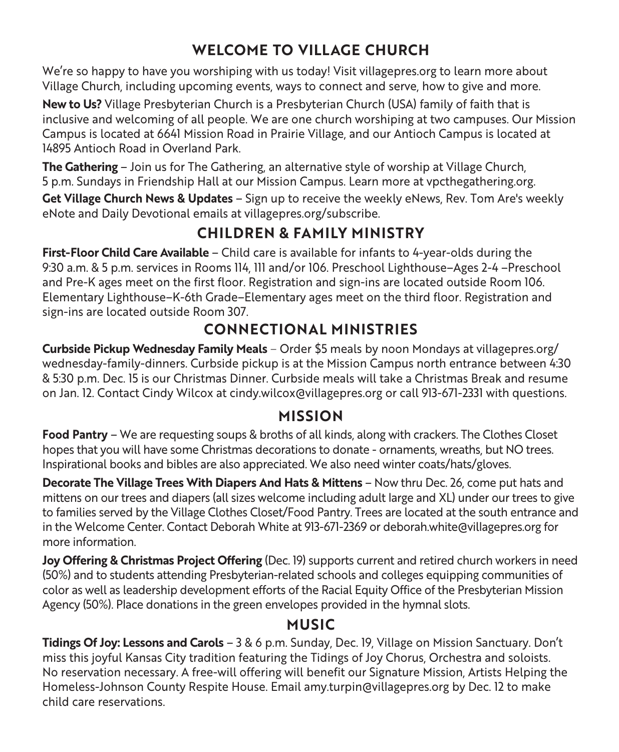## WELCOME TO VILLAGE CHURCH

We're so happy to have you worshiping with us today! Visit villagepres.org to learn more about Village Church, including upcoming events, ways to connect and serve, how to give and more.

**New to Us?** Village Presbyterian Church is a Presbyterian Church (USA) family of faith that is inclusive and welcoming of all people. We are one church worshiping at two campuses. Our Mission Campus is located at 6641 Mission Road in Prairie Village, and our Antioch Campus is located at 14895 Antioch Road in Overland Park.

**The Gathering** – Join us for The Gathering, an alternative style of worship at Village Church, 5 p.m. Sundays in Friendship Hall at our Mission Campus. Learn more at vpcthegathering.org.

**Get Village Church News & Updates** – Sign up to receive the weekly eNews, Rev. Tom Are's weekly eNote and Daily Devotional emails at villagepres.org/subscribe.

## CHILDREN & FAMILY MINISTRY

**First-Floor Child Care Available** – Child care is available for infants to 4-year-olds during the 9:30 a.m. & 5 p.m. services in Rooms 114, 111 and/or 106. Preschool Lighthouse–Ages 2-4 –Preschool and Pre-K ages meet on the first floor. Registration and sign-ins are located outside Room 106. Elementary Lighthouse–K-6th Grade–Elementary ages meet on the third floor. Registration and sign-ins are located outside Room 307.

## CONNECTIONAL MINISTRIES

**Curbside Pickup Wednesday Family Meals** – Order $5 meals by noon Mondays at villagepres.org/wednesday-family-dinners. Curbside pickup is at the Mission Campus north entrance between 4:30 & 5:30 p.m. Dec. 15 is our Christmas Dinner. Curbside meals will take a Christmas Break and resume on Jan. 12. Contact Cindy Wilcox at cindy.wilcox@villagepres.org or call 913-671-2331 with questions.

## MISSION

**Food Pantry** – We are requesting soups & broths of all kinds, along with crackers. The Clothes Closet hopes that you will have some Christmas decorations to donate - ornaments, wreaths, but NO trees. Inspirational books and bibles are also appreciated. We also need winter coats/hats/gloves.

**Decorate The Village Trees With Diapers And Hats & Mittens** – Now thru Dec. 26, come put hats and mittens on our trees and diapers (all sizes welcome including adult large and XL) under our trees to give to families served by the Village Clothes Closet/Food Pantry. Trees are located at the south entrance and in the Welcome Center. Contact Deborah White at 913-671-2369 or deborah.white@villagepres.org for more information.

**Joy Offering & Christmas Project Offering** (Dec. 19) supports current and retired church workers in need (50%) and to students attending Presbyterian-related schools and colleges equipping communities of color as well as leadership development efforts of the Racial Equity Office of the Presbyterian Mission Agency (50%). Place donations in the green envelopes provided in the hymnal slots.

## MUSIC

**Tidings Of Joy: Lessons and Carols** – 3 & 6 p.m. Sunday, Dec. 19, Village on Mission Sanctuary. Don't miss this joyful Kansas City tradition featuring the Tidings of Joy Chorus, Orchestra and soloists. No reservation necessary. A free-will offering will benefit our Signature Mission, Artists Helping the Homeless-Johnson County Respite House. Email amy.turpin@villagepres.org by Dec. 12 to make child care reservations.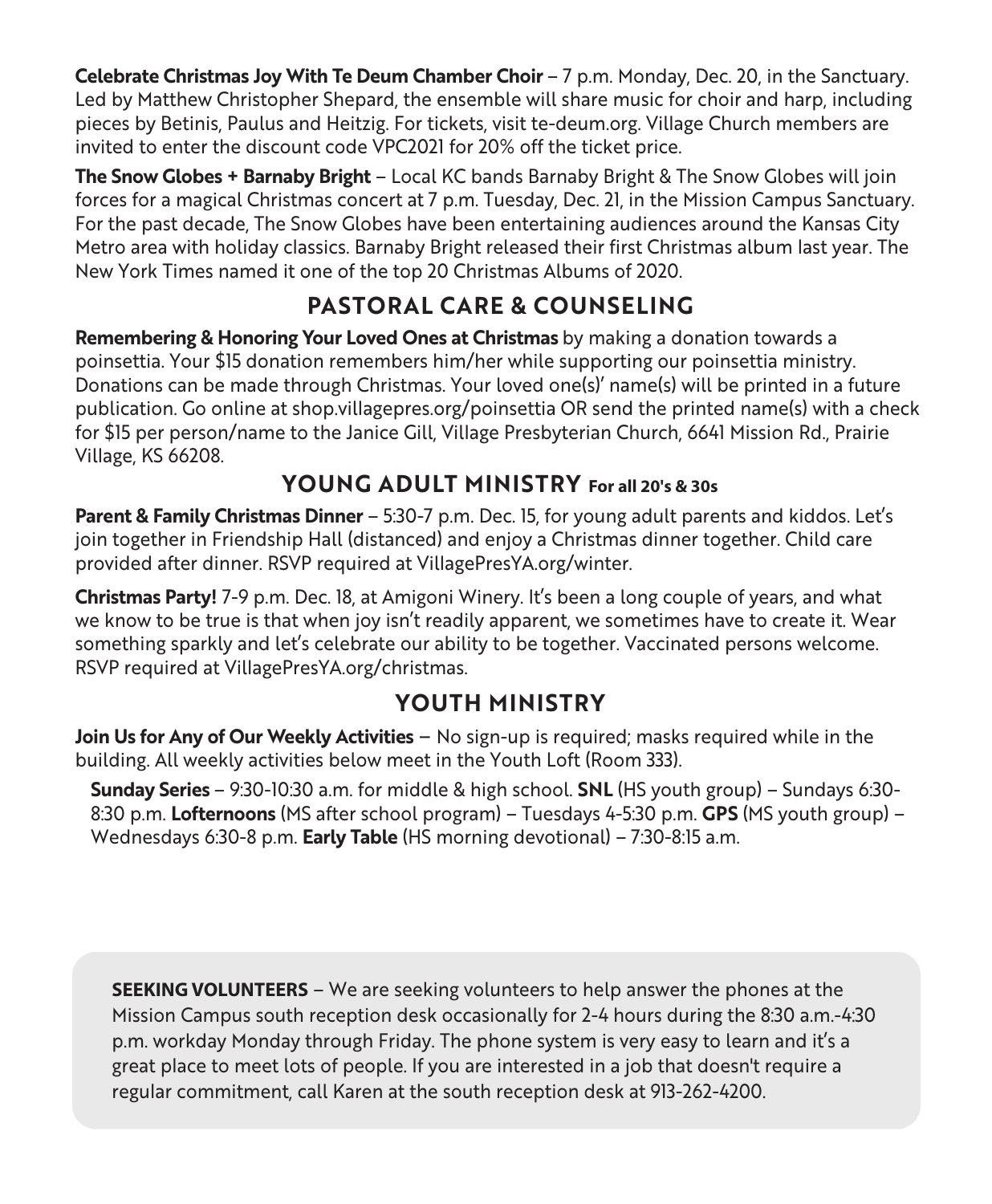**Celebrate Christmas Joy With Te Deum Chamber Choir** – 7 p.m. Monday, Dec. 20, in the Sanctuary. Led by Matthew Christopher Shepard, the ensemble will share music for choir and harp, including pieces by Betinis, Paulus and Heitzig. For tickets, visit te-deum.org. Village Church members are invited to enter the discount code VPC2021 for 20% off the ticket price.

**The Snow Globes + Barnaby Bright** – Local KC bands Barnaby Bright & The Snow Globes will join forces for a magical Christmas concert at 7 p.m. Tuesday, Dec. 21, in the Mission Campus Sanctuary. For the past decade, The Snow Globes have been entertaining audiences around the Kansas City Metro area with holiday classics. Barnaby Bright released their first Christmas album last year. The New York Times named it one of the top 20 Christmas Albums of 2020.

## PASTORAL CARE & COUNSELING

**Remembering & Honoring Your Loved Ones at Christmas** by making a donation towards a poinsettia. Your $15 donation remembers him/her while supporting our poinsettia ministry. Donations can be made through Christmas. Your loved one(s)' name(s) will be printed in a future publication. Go online at shop.villagepres.org/poinsettia OR send the printed name(s) with a check for $15 per person/name to the Janice Gill, Village Presbyterian Church, 6641 Mission Rd., Prairie Village, KS 66208.

## YOUNG ADULT MINISTRY For all 20's & 30s

**Parent & Family Christmas Dinner** – 5:30-7 p.m. Dec. 15, for young adult parents and kiddos. Let's join together in Friendship Hall (distanced) and enjoy a Christmas dinner together. Child care provided after dinner. RSVP required at VillagePresYA.org/winter.

**Christmas Party!** 7-9 p.m. Dec. 18, at Amigoni Winery. It's been a long couple of years, and what we know to be true is that when joy isn't readily apparent, we sometimes have to create it. Wear something sparkly and let's celebrate our ability to be together. Vaccinated persons welcome. RSVP required at VillagePresYA.org/christmas.

## YOUTH MINISTRY

**Join Us for Any of Our Weekly Activities** — No sign-up is required; masks required while in the building. All weekly activities below meet in the Youth Loft (Room 333).

**Sunday Series** – 9:30-10:30 a.m. for middle & high school. **SNL** (HS youth group) – Sundays 6:30-8:30 p.m. **Lofternoons** (MS after school program) – Tuesdays 4-5:30 p.m. **GPS** (MS youth group) – Wednesdays 6:30-8 p.m. **Early Table** (HS morning devotional) – 7:30-8:15 a.m.

**SEEKING VOLUNTEERS** – We are seeking volunteers to help answer the phones at the Mission Campus south reception desk occasionally for 2-4 hours during the 8:30 a.m.-4:30 p.m. workday Monday through Friday. The phone system is very easy to learn and it's a great place to meet lots of people. If you are interested in a job that doesn't require a regular commitment, call Karen at the south reception desk at 913-262-4200.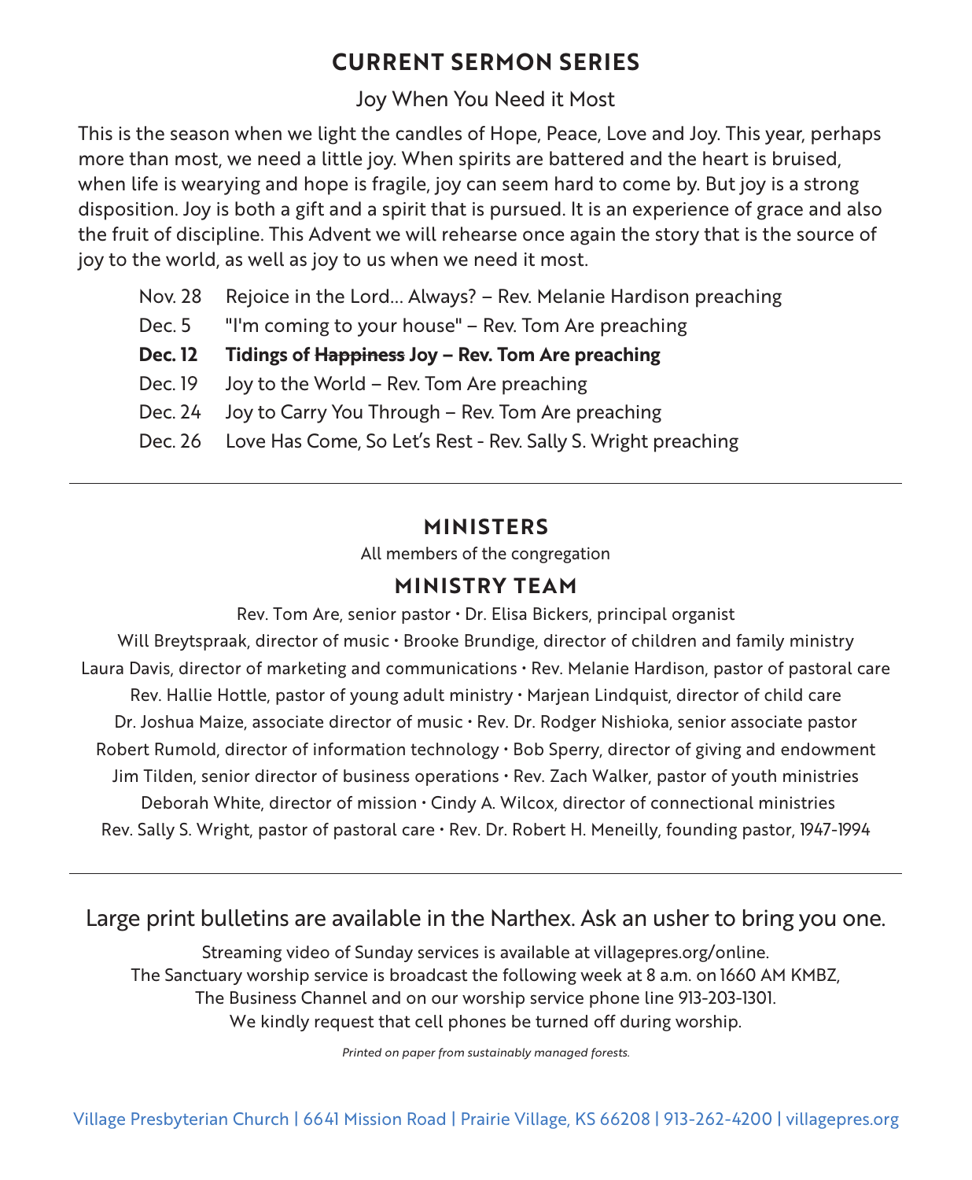## CURRENT SERMON SERIES

Joy When You Need it Most

This is the season when we light the candles of Hope, Peace, Love and Joy. This year, perhaps more than most, we need a little joy. When spirits are battered and the heart is bruised, when life is wearying and hope is fragile, joy can seem hard to come by. But joy is a strong disposition. Joy is both a gift and a spirit that is pursued. It is an experience of grace and also the fruit of discipline. This Advent we will rehearse once again the story that is the source of joy to the world, as well as joy to us when we need it most.

| | |
|---|---|
| Nov. 28 | Rejoice in the Lord… Always? – Rev. Melanie Hardison preaching |
| Dec. 5 | "I'm coming to your house" – Rev. Tom Are preaching |
| **Dec. 12** | **Tidings of ~~Happiness~~ Joy – Rev. Tom Are preaching** |
| Dec. 19 | Joy to the World – Rev. Tom Are preaching |
| Dec. 24 | Joy to Carry You Through – Rev. Tom Are preaching |
| Dec. 26 | Love Has Come, So Let's Rest - Rev. Sally S. Wright preaching |

---

## MINISTERS

All members of the congregation

## MINISTRY TEAM

Rev. Tom Are, senior pastor • Dr. Elisa Bickers, principal organist
Will Breytspraak, director of music • Brooke Brundige, director of children and family ministry
Laura Davis, director of marketing and communications • Rev. Melanie Hardison, pastor of pastoral care
Rev. Hallie Hottle, pastor of young adult ministry • Marjean Lindquist, director of child care
Dr. Joshua Maize, associate director of music • Rev. Dr. Rodger Nishioka, senior associate pastor
Robert Rumold, director of information technology • Bob Sperry, director of giving and endowment
Jim Tilden, senior director of business operations • Rev. Zach Walker, pastor of youth ministries
Deborah White, director of mission • Cindy A. Wilcox, director of connectional ministries
Rev. Sally S. Wright, pastor of pastoral care • Rev. Dr. Robert H. Meneilly, founding pastor, 1947-1994

---

Large print bulletins are available in the Narthex. Ask an usher to bring you one.

Streaming video of Sunday services is available at villagepres.org/online.
The Sanctuary worship service is broadcast the following week at 8 a.m. on 1660 AM KMBZ,
The Business Channel and on our worship service phone line 913-203-1301.
We kindly request that cell phones be turned off during worship.

*Printed on paper from sustainably managed forests.*

Village Presbyterian Church | 6641 Mission Road | Prairie Village, KS 66208 | 913-262-4200 | villagepres.org